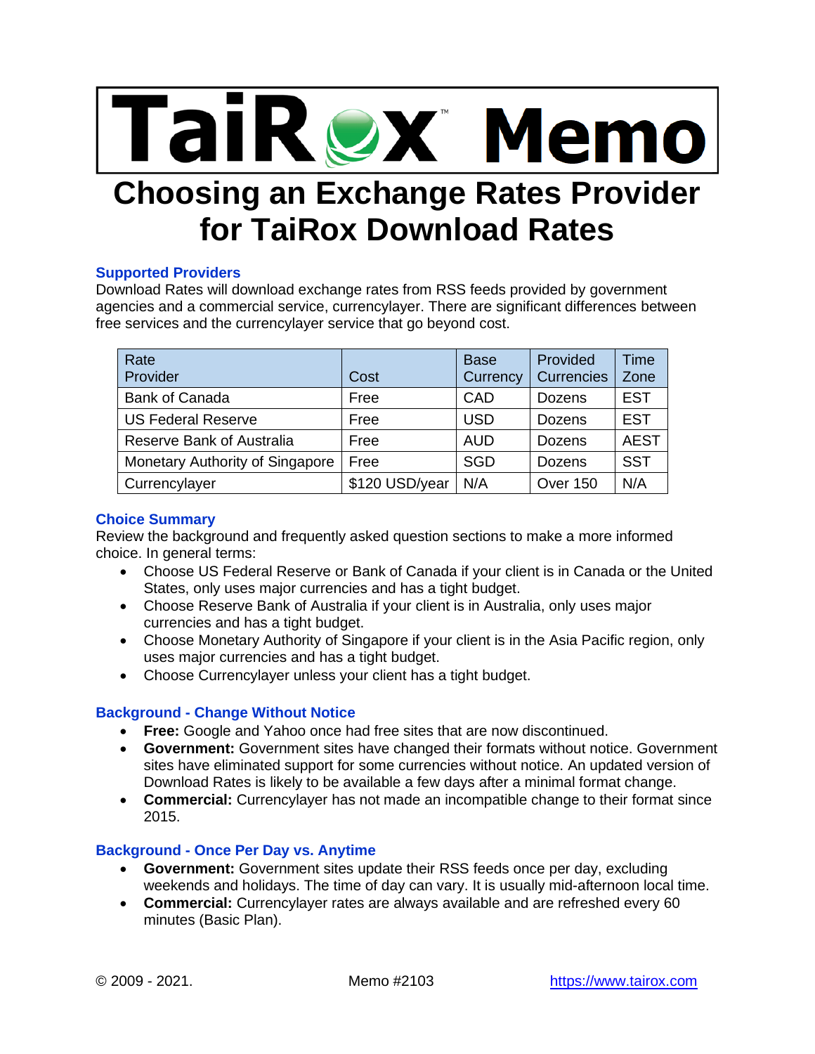# TaiRox™ Memo

# Choosing an Exchange Rates Provider for TaiRox Download Rates

## Supported Providers

Download Rates will download exchange rates from RSS feeds provided by government agencies and a commercial service, currencylayer. There are significant differences between free services and the currencylayer service that go beyond cost.

| Rate Provider | Cost | Base Currency | Provided Currencies | Time Zone |
|---|---|---|---|---|
| Bank of Canada | Free | CAD | Dozens | EST |
| US Federal Reserve | Free | USD | Dozens | EST |
| Reserve Bank of Australia | Free | AUD | Dozens | AEST |
| Monetary Authority of Singapore | Free | SGD | Dozens | SST |
| Currencylayer | $120 USD/year | N/A | Over 150 | N/A |

## Choice Summary

Review the background and frequently asked question sections to make a more informed choice. In general terms:

- Choose US Federal Reserve or Bank of Canada if your client is in Canada or the United States, only uses major currencies and has a tight budget.
- Choose Reserve Bank of Australia if your client is in Australia, only uses major currencies and has a tight budget.
- Choose Monetary Authority of Singapore if your client is in the Asia Pacific region, only uses major currencies and has a tight budget.
- Choose Currencylayer unless your client has a tight budget.

## Background - Change Without Notice

- **Free:** Google and Yahoo once had free sites that are now discontinued.
- **Government:** Government sites have changed their formats without notice. Government sites have eliminated support for some currencies without notice. An updated version of Download Rates is likely to be available a few days after a minimal format change.
- **Commercial:** Currencylayer has not made an incompatible change to their format since 2015.

## Background - Once Per Day vs. Anytime

- **Government:** Government sites update their RSS feeds once per day, excluding weekends and holidays. The time of day can vary. It is usually mid-afternoon local time.
- **Commercial:** Currencylayer rates are always available and are refreshed every 60 minutes (Basic Plan).

© 2009 - 2021. Memo #2103 https://www.tairox.com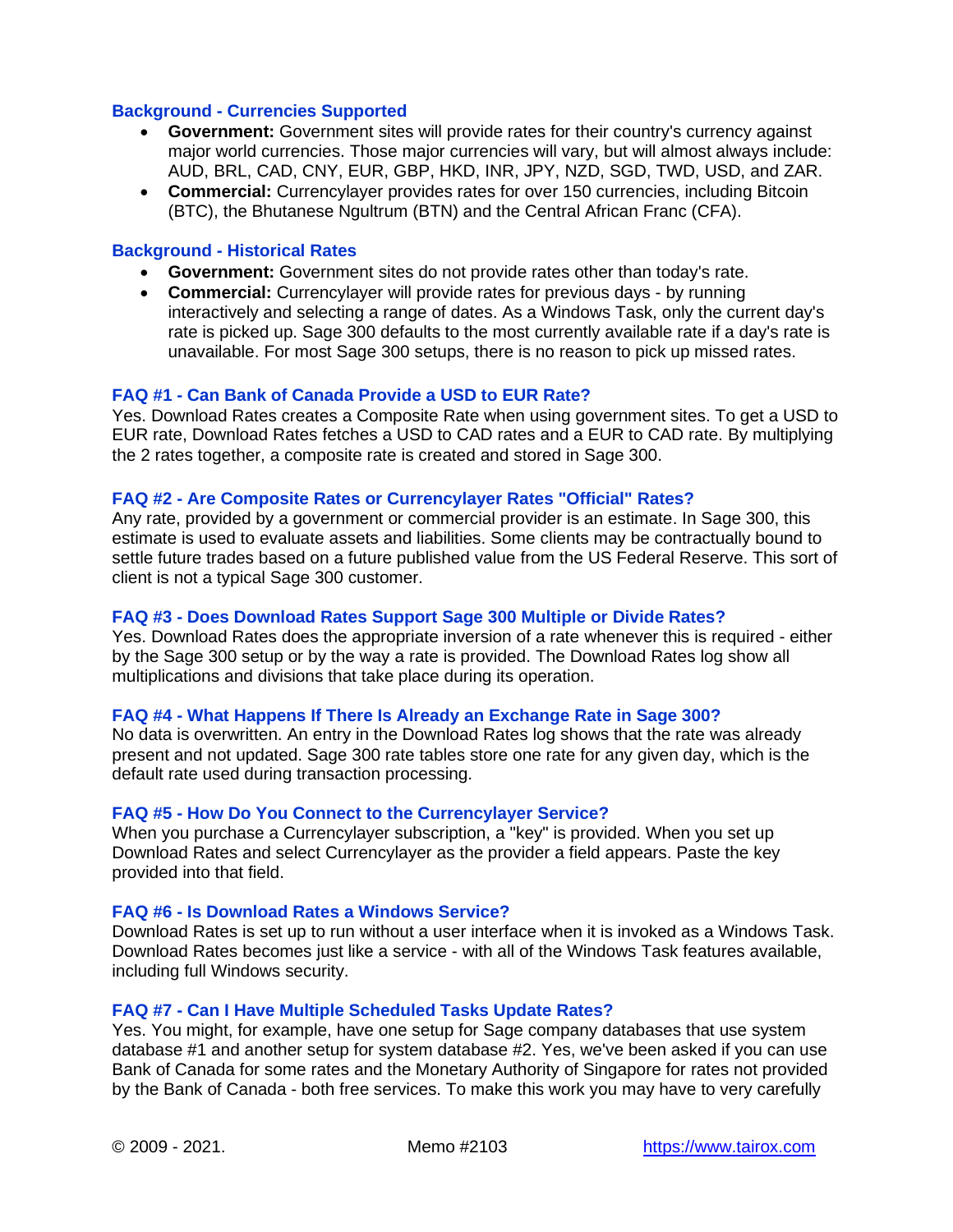### Background - Currencies Supported

- **Government:** Government sites will provide rates for their country's currency against major world currencies. Those major currencies will vary, but will almost always include: AUD, BRL, CAD, CNY, EUR, GBP, HKD, INR, JPY, NZD, SGD, TWD, USD, and ZAR.
- **Commercial:** Currencylayer provides rates for over 150 currencies, including Bitcoin (BTC), the Bhutanese Ngultrum (BTN) and the Central African Franc (CFA).

### Background - Historical Rates

- **Government:** Government sites do not provide rates other than today's rate.
- **Commercial:** Currencylayer will provide rates for previous days - by running interactively and selecting a range of dates. As a Windows Task, only the current day's rate is picked up. Sage 300 defaults to the most currently available rate if a day's rate is unavailable. For most Sage 300 setups, there is no reason to pick up missed rates.

### FAQ #1 - Can Bank of Canada Provide a USD to EUR Rate?

Yes. Download Rates creates a Composite Rate when using government sites. To get a USD to EUR rate, Download Rates fetches a USD to CAD rates and a EUR to CAD rate. By multiplying the 2 rates together, a composite rate is created and stored in Sage 300.

### FAQ #2 - Are Composite Rates or Currencylayer Rates "Official" Rates?

Any rate, provided by a government or commercial provider is an estimate. In Sage 300, this estimate is used to evaluate assets and liabilities. Some clients may be contractually bound to settle future trades based on a future published value from the US Federal Reserve. This sort of client is not a typical Sage 300 customer.

### FAQ #3 - Does Download Rates Support Sage 300 Multiple or Divide Rates?

Yes. Download Rates does the appropriate inversion of a rate whenever this is required - either by the Sage 300 setup or by the way a rate is provided. The Download Rates log show all multiplications and divisions that take place during its operation.

### FAQ #4 - What Happens If There Is Already an Exchange Rate in Sage 300?

No data is overwritten. An entry in the Download Rates log shows that the rate was already present and not updated. Sage 300 rate tables store one rate for any given day, which is the default rate used during transaction processing.

### FAQ #5 - How Do You Connect to the Currencylayer Service?

When you purchase a Currencylayer subscription, a "key" is provided. When you set up Download Rates and select Currencylayer as the provider a field appears. Paste the key provided into that field.

### FAQ #6 - Is Download Rates a Windows Service?

Download Rates is set up to run without a user interface when it is invoked as a Windows Task. Download Rates becomes just like a service - with all of the Windows Task features available, including full Windows security.

### FAQ #7 - Can I Have Multiple Scheduled Tasks Update Rates?

Yes. You might, for example, have one setup for Sage company databases that use system database #1 and another setup for system database #2. Yes, we've been asked if you can use Bank of Canada for some rates and the Monetary Authority of Singapore for rates not provided by the Bank of Canada - both free services. To make this work you may have to very carefully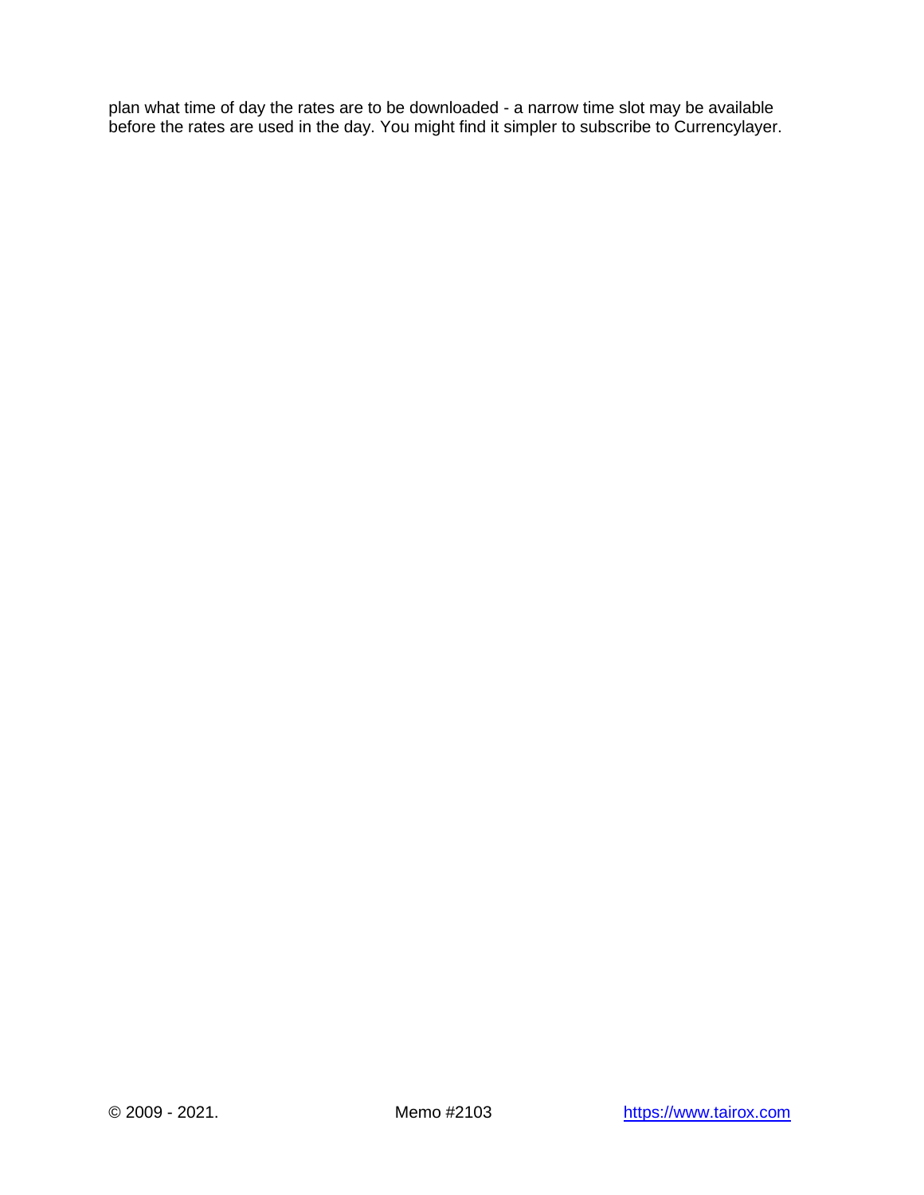plan what time of day the rates are to be downloaded - a narrow time slot may be available before the rates are used in the day. You might find it simpler to subscribe to Currencylayer.